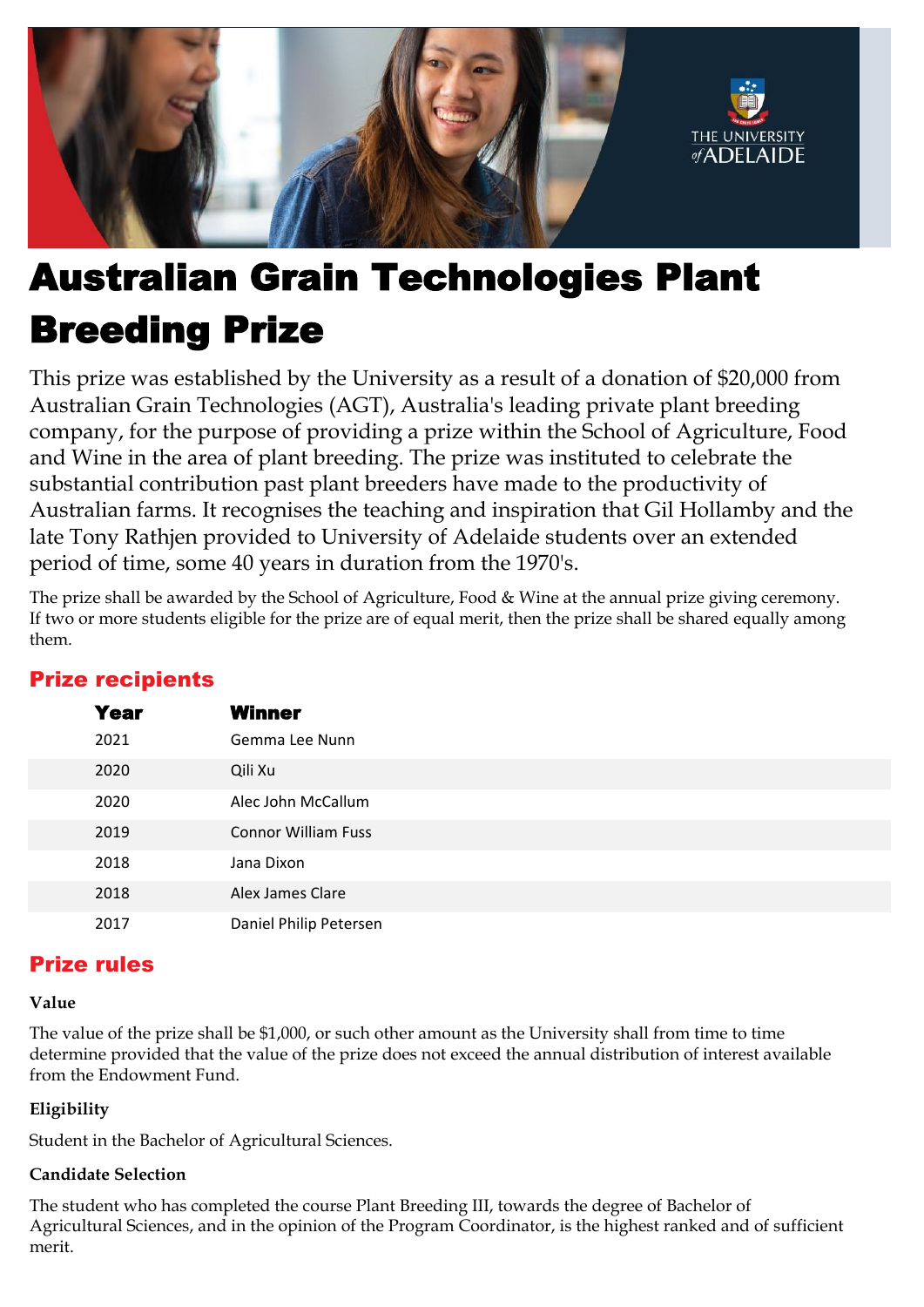# Australian Grain Technologies Plant Breeding Prize

This prize was established by the University as a result of a donation of $20,000 from Australian Grain Technologies (AGT), Australia's leading private plant breeding company, for the purpose of providing a prize within the School of Agriculture, Food and Wine in the area of plant breeding. The prize was instituted to celebrate the substantial contribution past plant breeders have made to the productivity of Australian farms. It recognises the teaching and inspiration that Gil Hollamby and the late Tony Rathjen provided to University of Adelaide students over an extended period of time, some 40 years in duration from the 1970's.

The prize shall be awarded by the School of Agriculture, Food & Wine at the annual prize giving ceremony. If two or more students eligible for the prize are of equal merit, then the prize shall be shared equally among them.

## Prize recipients

| Year | Winner |
|---|---|
| 2021 | Gemma Lee Nunn |
| 2020 | Qili Xu |
| 2020 | Alec John McCallum |
| 2019 | Connor William Fuss |
| 2018 | Jana Dixon |
| 2018 | Alex James Clare |
| 2017 | Daniel Philip Petersen |

## Prize rules

### Value

The value of the prize shall be $1,000, or such other amount as the University shall from time to time determine provided that the value of the prize does not exceed the annual distribution of interest available from the Endowment Fund.

### Eligibility

Student in the Bachelor of Agricultural Sciences.

### Candidate Selection

The student who has completed the course Plant Breeding III, towards the degree of Bachelor of Agricultural Sciences, and in the opinion of the Program Coordinator, is the highest ranked and of sufficient merit.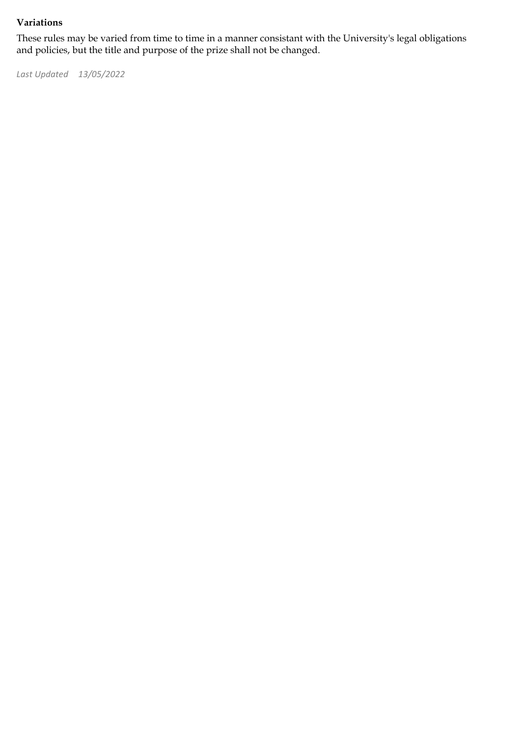**Variations**

These rules may be varied from time to time in a manner consistant with the University's legal obligations and policies, but the title and purpose of the prize shall not be changed.

*Last Updated 13/05/2022*